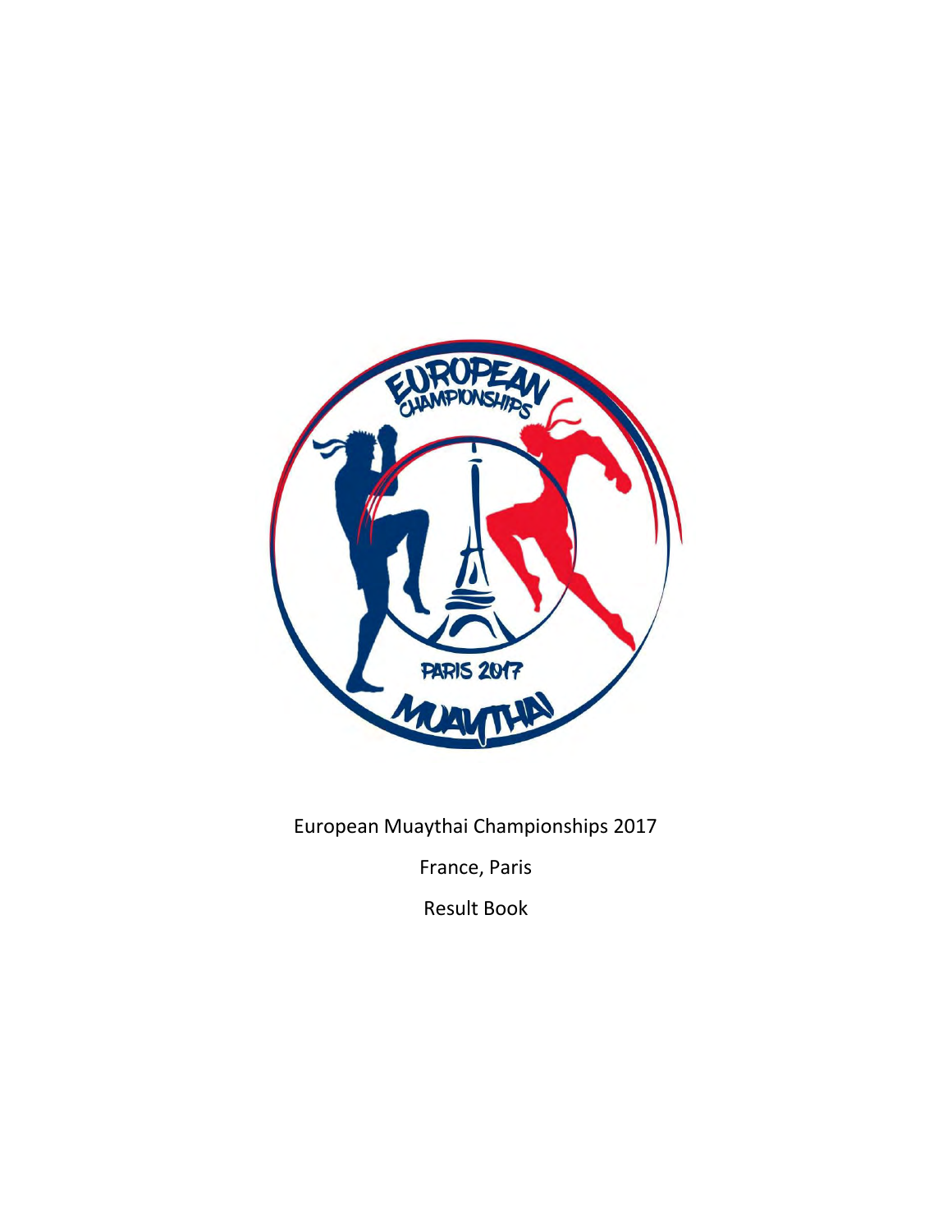European Muaythai Championships 2017

France, Paris

Result Book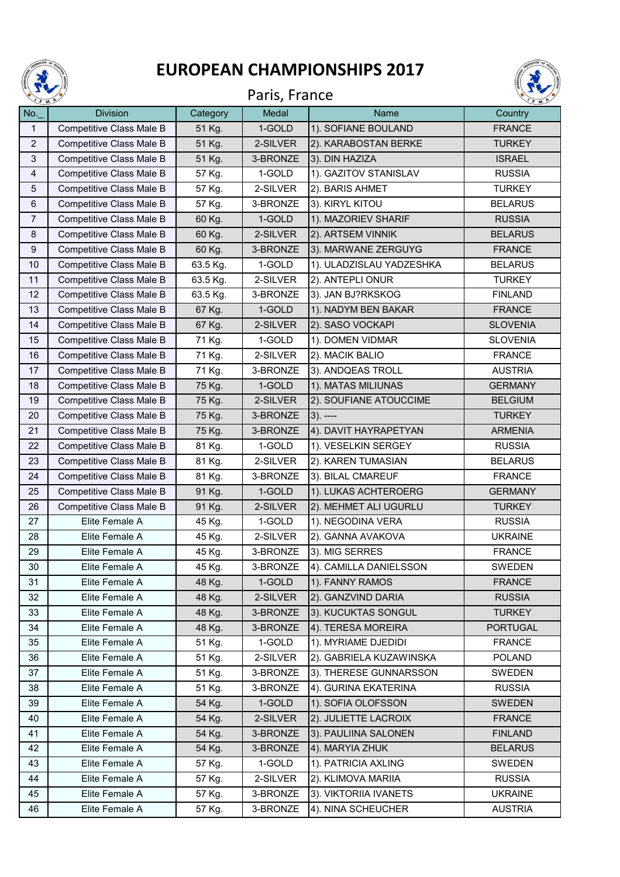# EUROPEAN CHAMPIONSHIPS 2017

## Paris, France

| No._ | Division | Category | Medal | Name | Country |
|---|---|---|---|---|---|
| 1 | Competitive Class Male B | 51 Kg. | 1-GOLD | 1). SOFIANE BOULAND | FRANCE |
| 2 | Competitive Class Male B | 51 Kg. | 2-SILVER | 2). KARABOSTAN BERKE | TURKEY |
| 3 | Competitive Class Male B | 51 Kg. | 3-BRONZE | 3). DIN HAZIZA | ISRAEL |
| 4 | Competitive Class Male B | 57 Kg. | 1-GOLD | 1). GAZITOV STANISLAV | RUSSIA |
| 5 | Competitive Class Male B | 57 Kg. | 2-SILVER | 2). BARIS AHMET | TURKEY |
| 6 | Competitive Class Male B | 57 Kg. | 3-BRONZE | 3). KIRYL KITOU | BELARUS |
| 7 | Competitive Class Male B | 60 Kg. | 1-GOLD | 1). MAZORIEV SHARIF | RUSSIA |
| 8 | Competitive Class Male B | 60 Kg. | 2-SILVER | 2). ARTSEM VINNIK | BELARUS |
| 9 | Competitive Class Male B | 60 Kg. | 3-BRONZE | 3). MARWANE ZERGUYG | FRANCE |
| 10 | Competitive Class Male B | 63.5 Kg. | 1-GOLD | 1). ULADZISLAU YADZESHKA | BELARUS |
| 11 | Competitive Class Male B | 63.5 Kg. | 2-SILVER | 2). ANTEPLI ONUR | TURKEY |
| 12 | Competitive Class Male B | 63.5 Kg. | 3-BRONZE | 3). JAN BJ?RKSKOG | FINLAND |
| 13 | Competitive Class Male B | 67 Kg. | 1-GOLD | 1). NADYM BEN BAKAR | FRANCE |
| 14 | Competitive Class Male B | 67 Kg. | 2-SILVER | 2). SASO VOCKAPI | SLOVENIA |
| 15 | Competitive Class Male B | 71 Kg. | 1-GOLD | 1). DOMEN VIDMAR | SLOVENIA |
| 16 | Competitive Class Male B | 71 Kg. | 2-SILVER | 2). MACIK BALIO | FRANCE |
| 17 | Competitive Class Male B | 71 Kg. | 3-BRONZE | 3). ANDQEAS TROLL | AUSTRIA |
| 18 | Competitive Class Male B | 75 Kg. | 1-GOLD | 1). MATAS MILIUNAS | GERMANY |
| 19 | Competitive Class Male B | 75 Kg. | 2-SILVER | 2). SOUFIANE ATOUCCIME | BELGIUM |
| 20 | Competitive Class Male B | 75 Kg. | 3-BRONZE | 3). ---- | TURKEY |
| 21 | Competitive Class Male B | 75 Kg. | 3-BRONZE | 4). DAVIT HAYRAPETYAN | ARMENIA |
| 22 | Competitive Class Male B | 81 Kg. | 1-GOLD | 1). VESELKIN SERGEY | RUSSIA |
| 23 | Competitive Class Male B | 81 Kg. | 2-SILVER | 2). KAREN TUMASIAN | BELARUS |
| 24 | Competitive Class Male B | 81 Kg. | 3-BRONZE | 3). BILAL CMAREUF | FRANCE |
| 25 | Competitive Class Male B | 91 Kg. | 1-GOLD | 1). LUKAS ACHTEROERG | GERMANY |
| 26 | Competitive Class Male B | 91 Kg. | 2-SILVER | 2). MEHMET ALI UGURLU | TURKEY |
| 27 | Elite Female A | 45 Kg. | 1-GOLD | 1). NEGODINA VERA | RUSSIA |
| 28 | Elite Female A | 45 Kg. | 2-SILVER | 2). GANNA AVAKOVA | UKRAINE |
| 29 | Elite Female A | 45 Kg. | 3-BRONZE | 3). MIG SERRES | FRANCE |
| 30 | Elite Female A | 45 Kg. | 3-BRONZE | 4). CAMILLA DANIELSSON | SWEDEN |
| 31 | Elite Female A | 48 Kg. | 1-GOLD | 1). FANNY RAMOS | FRANCE |
| 32 | Elite Female A | 48 Kg. | 2-SILVER | 2). GANZVIND DARIA | RUSSIA |
| 33 | Elite Female A | 48 Kg. | 3-BRONZE | 3). KUCUKTAS SONGUL | TURKEY |
| 34 | Elite Female A | 48 Kg. | 3-BRONZE | 4). TERESA MOREIRA | PORTUGAL |
| 35 | Elite Female A | 51 Kg. | 1-GOLD | 1). MYRIAME DJEDIDI | FRANCE |
| 36 | Elite Female A | 51 Kg. | 2-SILVER | 2). GABRIELA KUZAWINSKA | POLAND |
| 37 | Elite Female A | 51 Kg. | 3-BRONZE | 3). THERESE GUNNARSSON | SWEDEN |
| 38 | Elite Female A | 51 Kg. | 3-BRONZE | 4). GURINA EKATERINA | RUSSIA |
| 39 | Elite Female A | 54 Kg. | 1-GOLD | 1). SOFIA OLOFSSON | SWEDEN |
| 40 | Elite Female A | 54 Kg. | 2-SILVER | 2). JULIETTE LACROIX | FRANCE |
| 41 | Elite Female A | 54 Kg. | 3-BRONZE | 3). PAULIINA SALONEN | FINLAND |
| 42 | Elite Female A | 54 Kg. | 3-BRONZE | 4). MARYIA ZHUK | BELARUS |
| 43 | Elite Female A | 57 Kg. | 1-GOLD | 1). PATRICIA AXLING | SWEDEN |
| 44 | Elite Female A | 57 Kg. | 2-SILVER | 2). KLIMOVA MARIIA | RUSSIA |
| 45 | Elite Female A | 57 Kg. | 3-BRONZE | 3). VIKTORIIA IVANETS | UKRAINE |
| 46 | Elite Female A | 57 Kg. | 3-BRONZE | 4). NINA SCHEUCHER | AUSTRIA |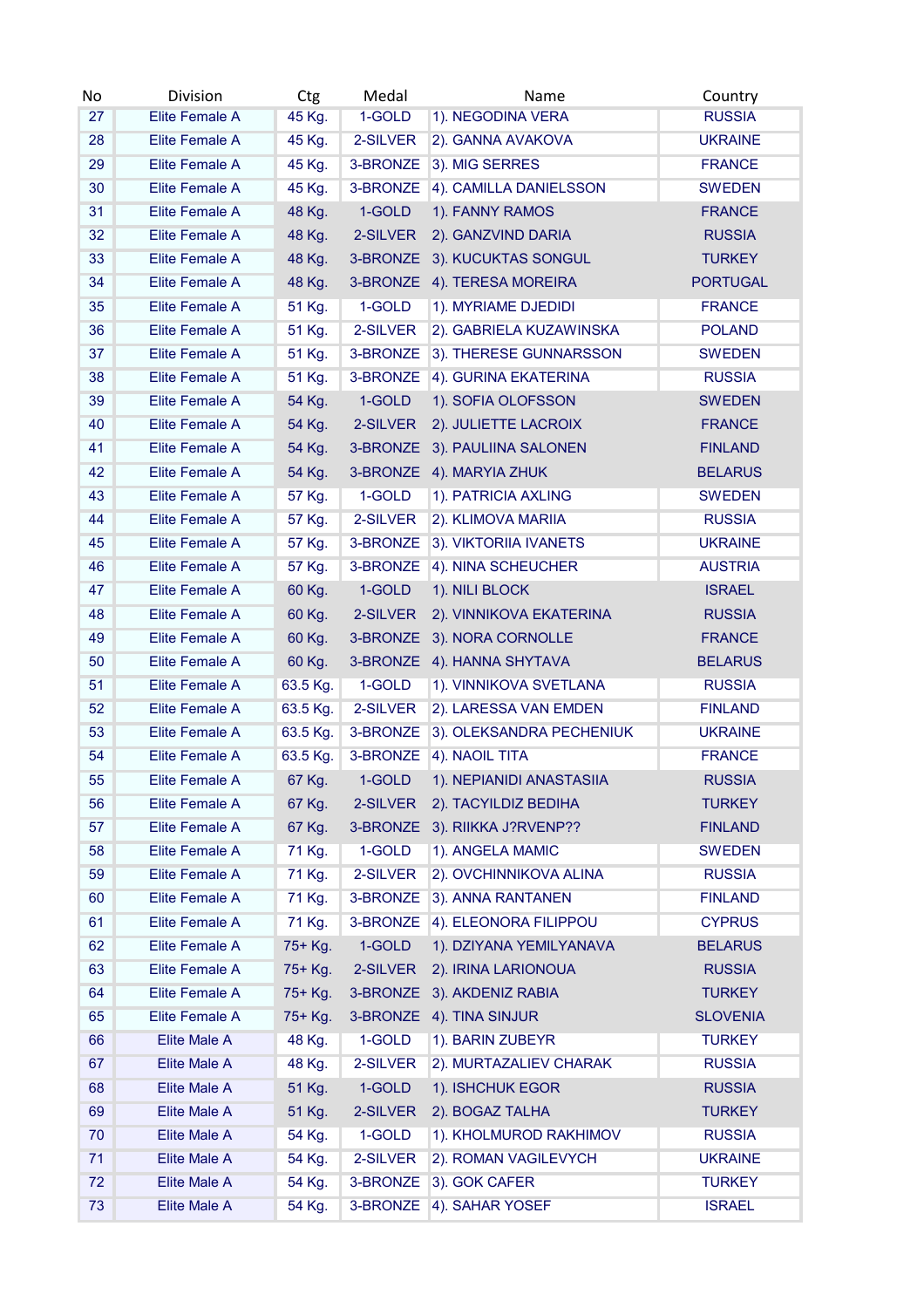| No | Division | Ctg | Medal | Name | Country |
|---|---|---|---|---|---|
| 27 | Elite Female A | 45 Kg. | 1-GOLD | 1). NEGODINA VERA | RUSSIA |
| 28 | Elite Female A | 45 Kg. | 2-SILVER | 2). GANNA AVAKOVA | UKRAINE |
| 29 | Elite Female A | 45 Kg. | 3-BRONZE | 3). MIG SERRES | FRANCE |
| 30 | Elite Female A | 45 Kg. | 3-BRONZE | 4). CAMILLA DANIELSSON | SWEDEN |
| 31 | Elite Female A | 48 Kg. | 1-GOLD | 1). FANNY RAMOS | FRANCE |
| 32 | Elite Female A | 48 Kg. | 2-SILVER | 2). GANZVIND DARIA | RUSSIA |
| 33 | Elite Female A | 48 Kg. | 3-BRONZE | 3). KUCUKTAS SONGUL | TURKEY |
| 34 | Elite Female A | 48 Kg. | 3-BRONZE | 4). TERESA MOREIRA | PORTUGAL |
| 35 | Elite Female A | 51 Kg. | 1-GOLD | 1). MYRIAME DJEDIDI | FRANCE |
| 36 | Elite Female A | 51 Kg. | 2-SILVER | 2). GABRIELA KUZAWINSKA | POLAND |
| 37 | Elite Female A | 51 Kg. | 3-BRONZE | 3). THERESE GUNNARSSON | SWEDEN |
| 38 | Elite Female A | 51 Kg. | 3-BRONZE | 4). GURINA EKATERINA | RUSSIA |
| 39 | Elite Female A | 54 Kg. | 1-GOLD | 1). SOFIA OLOFSSON | SWEDEN |
| 40 | Elite Female A | 54 Kg. | 2-SILVER | 2). JULIETTE LACROIX | FRANCE |
| 41 | Elite Female A | 54 Kg. | 3-BRONZE | 3). PAULIINA SALONEN | FINLAND |
| 42 | Elite Female A | 54 Kg. | 3-BRONZE | 4). MARYIA ZHUK | BELARUS |
| 43 | Elite Female A | 57 Kg. | 1-GOLD | 1). PATRICIA AXLING | SWEDEN |
| 44 | Elite Female A | 57 Kg. | 2-SILVER | 2). KLIMOVA MARIIA | RUSSIA |
| 45 | Elite Female A | 57 Kg. | 3-BRONZE | 3). VIKTORIIA IVANETS | UKRAINE |
| 46 | Elite Female A | 57 Kg. | 3-BRONZE | 4). NINA SCHEUCHER | AUSTRIA |
| 47 | Elite Female A | 60 Kg. | 1-GOLD | 1). NILI BLOCK | ISRAEL |
| 48 | Elite Female A | 60 Kg. | 2-SILVER | 2). VINNIKOVA EKATERINA | RUSSIA |
| 49 | Elite Female A | 60 Kg. | 3-BRONZE | 3). NORA CORNOLLE | FRANCE |
| 50 | Elite Female A | 60 Kg. | 3-BRONZE | 4). HANNA SHYTAVA | BELARUS |
| 51 | Elite Female A | 63.5 Kg. | 1-GOLD | 1). VINNIKOVA SVETLANA | RUSSIA |
| 52 | Elite Female A | 63.5 Kg. | 2-SILVER | 2). LARESSA VAN EMDEN | FINLAND |
| 53 | Elite Female A | 63.5 Kg. | 3-BRONZE | 3). OLEKSANDRA PECHENIUK | UKRAINE |
| 54 | Elite Female A | 63.5 Kg. | 3-BRONZE | 4). NAOIL TITA | FRANCE |
| 55 | Elite Female A | 67 Kg. | 1-GOLD | 1). NEPIANIDI ANASTASIIA | RUSSIA |
| 56 | Elite Female A | 67 Kg. | 2-SILVER | 2). TACYILDIZ BEDIHA | TURKEY |
| 57 | Elite Female A | 67 Kg. | 3-BRONZE | 3). RIIKKA J?RVENP?? | FINLAND |
| 58 | Elite Female A | 71 Kg. | 1-GOLD | 1). ANGELA MAMIC | SWEDEN |
| 59 | Elite Female A | 71 Kg. | 2-SILVER | 2). OVCHINNIKOVA ALINA | RUSSIA |
| 60 | Elite Female A | 71 Kg. | 3-BRONZE | 3). ANNA RANTANEN | FINLAND |
| 61 | Elite Female A | 71 Kg. | 3-BRONZE | 4). ELEONORA FILIPPOU | CYPRUS |
| 62 | Elite Female A | 75+ Kg. | 1-GOLD | 1). DZIYANA YEMILYANAVA | BELARUS |
| 63 | Elite Female A | 75+ Kg. | 2-SILVER | 2). IRINA LARIONOUA | RUSSIA |
| 64 | Elite Female A | 75+ Kg. | 3-BRONZE | 3). AKDENIZ RABIA | TURKEY |
| 65 | Elite Female A | 75+ Kg. | 3-BRONZE | 4). TINA SINJUR | SLOVENIA |
| 66 | Elite Male A | 48 Kg. | 1-GOLD | 1). BARIN ZUBEYR | TURKEY |
| 67 | Elite Male A | 48 Kg. | 2-SILVER | 2). MURTAZALIEV CHARAK | RUSSIA |
| 68 | Elite Male A | 51 Kg. | 1-GOLD | 1). ISHCHUK EGOR | RUSSIA |
| 69 | Elite Male A | 51 Kg. | 2-SILVER | 2). BOGAZ TALHA | TURKEY |
| 70 | Elite Male A | 54 Kg. | 1-GOLD | 1). KHOLMUROD RAKHIMOV | RUSSIA |
| 71 | Elite Male A | 54 Kg. | 2-SILVER | 2). ROMAN VAGILEVYCH | UKRAINE |
| 72 | Elite Male A | 54 Kg. | 3-BRONZE | 3). GOK CAFER | TURKEY |
| 73 | Elite Male A | 54 Kg. | 3-BRONZE | 4). SAHAR YOSEF | ISRAEL |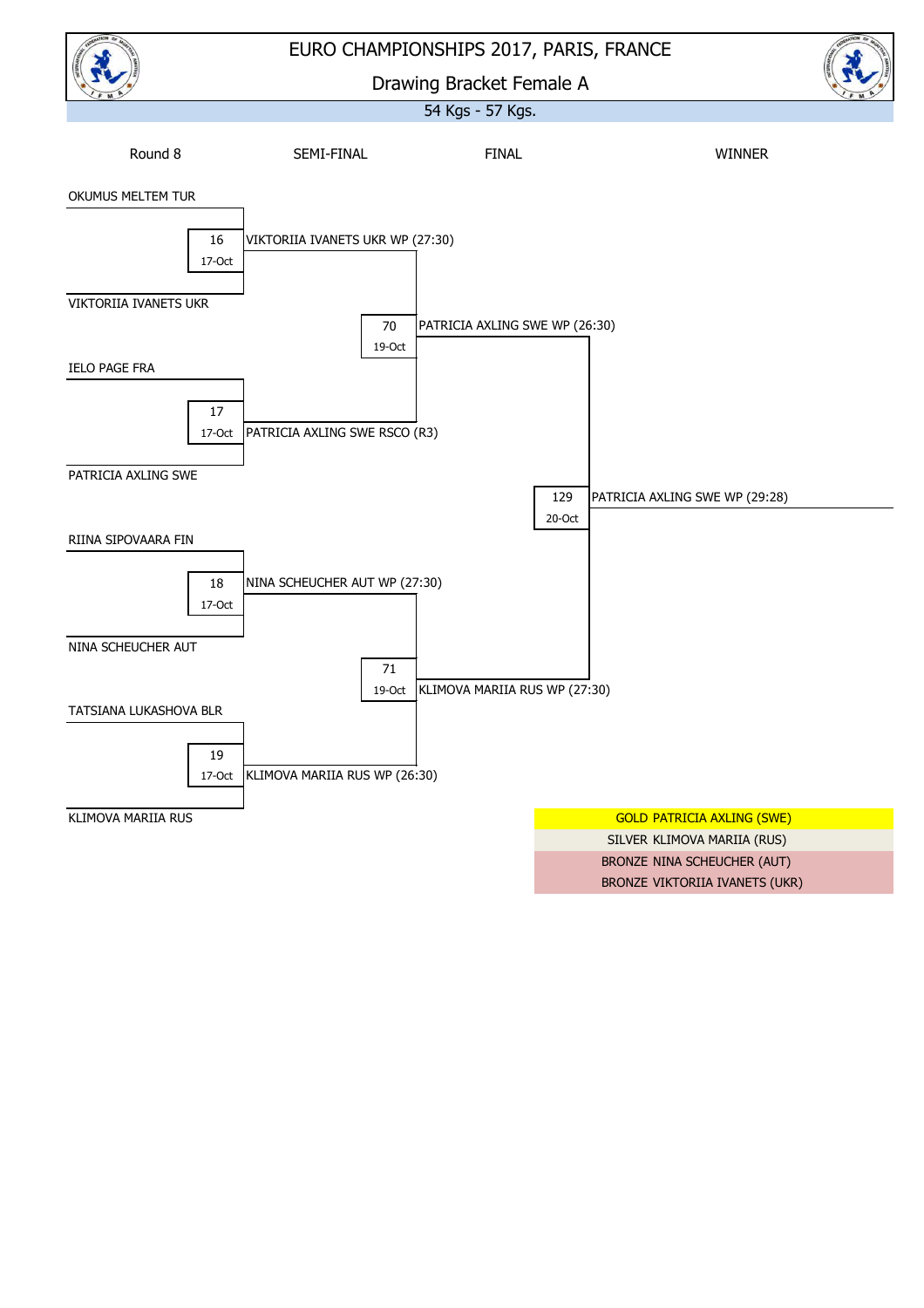# EURO CHAMPIONSHIPS 2017, PARIS, FRANCE

## Drawing Bracket Female A

### 54 Kgs - 57 Kgs.

Round 8 | SEMI-FINAL | FINAL | WINNER

**Round 8**

- Match 16 (17-Oct): OKUMUS MELTEM TUR vs VIKTORIIA IVANETS UKR — VIKTORIIA IVANETS UKR WP (27:30)
- Match 17 (17-Oct): IELO PAGE FRA vs PATRICIA AXLING SWE — PATRICIA AXLING SWE RSCO (R3)
- Match 18 (17-Oct): RIINA SIPOVAARA FIN vs NINA SCHEUCHER AUT — NINA SCHEUCHER AUT WP (27:30)
- Match 19 (17-Oct): TATSIANA LUKASHOVA BLR vs KLIMOVA MARIIA RUS — KLIMOVA MARIIA RUS WP (26:30)

**SEMI-FINAL**

- Match 70 (19-Oct): PATRICIA AXLING SWE WP (26:30)
- Match 71 (19-Oct): KLIMOVA MARIIA RUS WP (27:30)

**FINAL**

- Match 129 (20-Oct): PATRICIA AXLING SWE WP (29:28)

| | |
|---|---|
| GOLD | PATRICIA AXLING (SWE) |
| SILVER | KLIMOVA MARIIA (RUS) |
| BRONZE | NINA SCHEUCHER (AUT) |
| BRONZE | VIKTORIIA IVANETS (UKR) |